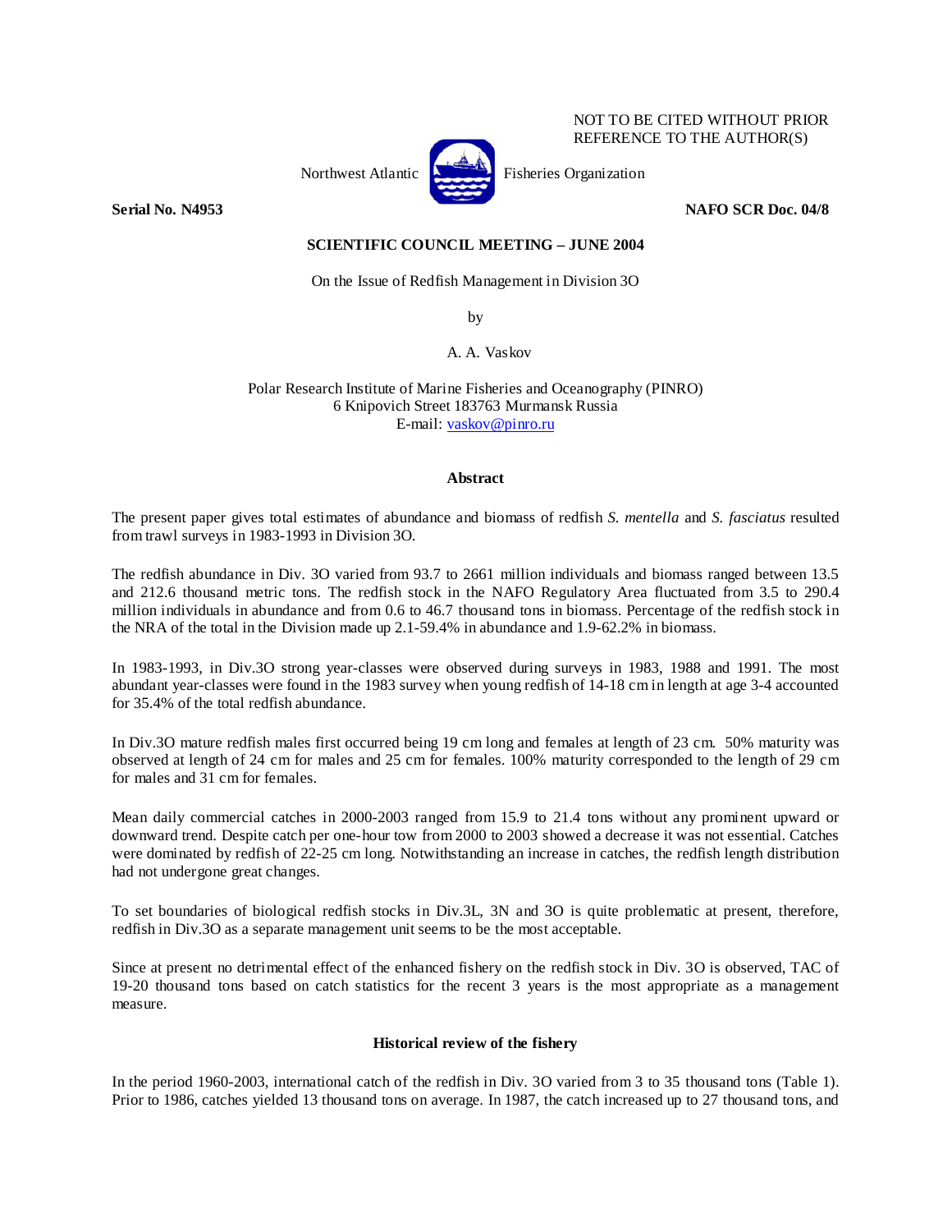NOT TO BE CITED WITHOUT PRIOR REFERENCE TO THE AUTHOR(S)

Northwest Atlantic Fisheries Organization

**Serial No. N4953** **NAFO SCR Doc. 04/8**

**SCIENTIFIC COUNCIL MEETING – JUNE 2004**

On the Issue of Redfish Management in Division 3O

by

A. A. Vaskov

Polar Research Institute of Marine Fisheries and Oceanography (PINRO)
6 Knipovich Street 183763 Murmansk Russia
E-mail: vaskov@pinro.ru

## Abstract

The present paper gives total estimates of abundance and biomass of redfish *S. mentella* and *S. fasciatus* resulted from trawl surveys in 1983-1993 in Division 3O.

The redfish abundance in Div. 3O varied from 93.7 to 2661 million individuals and biomass ranged between 13.5 and 212.6 thousand metric tons. The redfish stock in the NAFO Regulatory Area fluctuated from 3.5 to 290.4 million individuals in abundance and from 0.6 to 46.7 thousand tons in biomass. Percentage of the redfish stock in the NRA of the total in the Division made up 2.1-59.4% in abundance and 1.9-62.2% in biomass.

In 1983-1993, in Div.3O strong year-classes were observed during surveys in 1983, 1988 and 1991. The most abundant year-classes were found in the 1983 survey when young redfish of 14-18 cm in length at age 3-4 accounted for 35.4% of the total redfish abundance.

In Div.3O mature redfish males first occurred being 19 cm long and females at length of 23 cm. 50% maturity was observed at length of 24 cm for males and 25 cm for females. 100% maturity corresponded to the length of 29 cm for males and 31 cm for females.

Mean daily commercial catches in 2000-2003 ranged from 15.9 to 21.4 tons without any prominent upward or downward trend. Despite catch per one-hour tow from 2000 to 2003 showed a decrease it was not essential. Catches were dominated by redfish of 22-25 cm long. Notwithstanding an increase in catches, the redfish length distribution had not undergone great changes.

To set boundaries of biological redfish stocks in Div.3L, 3N and 3O is quite problematic at present, therefore, redfish in Div.3O as a separate management unit seems to be the most acceptable.

Since at present no detrimental effect of the enhanced fishery on the redfish stock in Div. 3O is observed, TAC of 19-20 thousand tons based on catch statistics for the recent 3 years is the most appropriate as a management measure.

## Historical review of the fishery

In the period 1960-2003, international catch of the redfish in Div. 3O varied from 3 to 35 thousand tons (Table 1). Prior to 1986, catches yielded 13 thousand tons on average. In 1987, the catch increased up to 27 thousand tons, and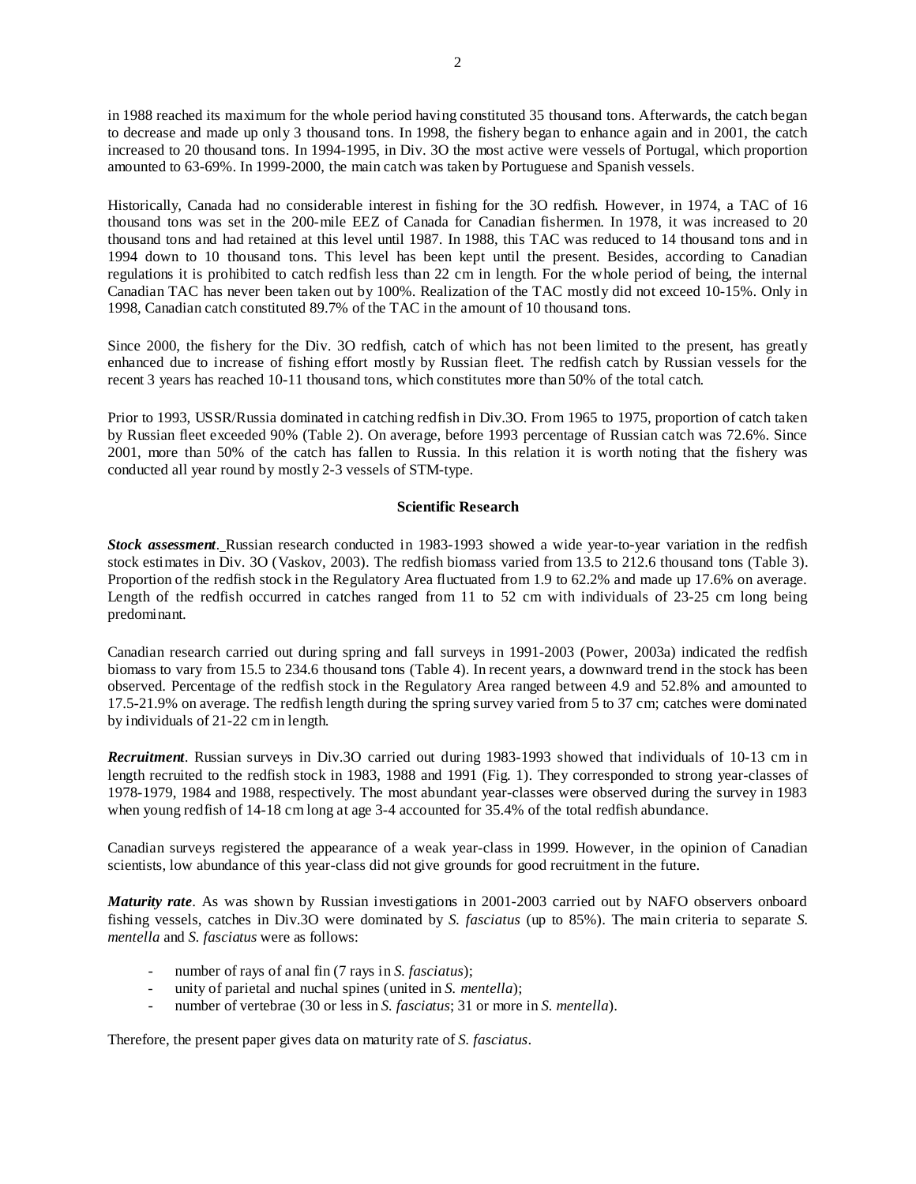in 1988 reached its maximum for the whole period having constituted 35 thousand tons. Afterwards, the catch began to decrease and made up only 3 thousand tons. In 1998, the fishery began to enhance again and in 2001, the catch increased to 20 thousand tons. In 1994-1995, in Div. 3O the most active were vessels of Portugal, which proportion amounted to 63-69%. In 1999-2000, the main catch was taken by Portuguese and Spanish vessels.

Historically, Canada had no considerable interest in fishing for the 3O redfish. However, in 1974, a TAC of 16 thousand tons was set in the 200-mile EEZ of Canada for Canadian fishermen. In 1978, it was increased to 20 thousand tons and had retained at this level until 1987. In 1988, this TAC was reduced to 14 thousand tons and in 1994 down to 10 thousand tons. This level has been kept until the present. Besides, according to Canadian regulations it is prohibited to catch redfish less than 22 cm in length. For the whole period of being, the internal Canadian TAC has never been taken out by 100%. Realization of the TAC mostly did not exceed 10-15%. Only in 1998, Canadian catch constituted 89.7% of the TAC in the amount of 10 thousand tons.

Since 2000, the fishery for the Div. 3O redfish, catch of which has not been limited to the present, has greatly enhanced due to increase of fishing effort mostly by Russian fleet. The redfish catch by Russian vessels for the recent 3 years has reached 10-11 thousand tons, which constitutes more than 50% of the total catch.

Prior to 1993, USSR/Russia dominated in catching redfish in Div.3O. From 1965 to 1975, proportion of catch taken by Russian fleet exceeded 90% (Table 2). On average, before 1993 percentage of Russian catch was 72.6%. Since 2001, more than 50% of the catch has fallen to Russia. In this relation it is worth noting that the fishery was conducted all year round by mostly 2-3 vessels of STM-type.

## Scientific Research

***Stock assessment***. Russian research conducted in 1983-1993 showed a wide year-to-year variation in the redfish stock estimates in Div. 3O (Vaskov, 2003). The redfish biomass varied from 13.5 to 212.6 thousand tons (Table 3). Proportion of the redfish stock in the Regulatory Area fluctuated from 1.9 to 62.2% and made up 17.6% on average. Length of the redfish occurred in catches ranged from 11 to 52 cm with individuals of 23-25 cm long being predominant.

Canadian research carried out during spring and fall surveys in 1991-2003 (Power, 2003a) indicated the redfish biomass to vary from 15.5 to 234.6 thousand tons (Table 4). In recent years, a downward trend in the stock has been observed. Percentage of the redfish stock in the Regulatory Area ranged between 4.9 and 52.8% and amounted to 17.5-21.9% on average. The redfish length during the spring survey varied from 5 to 37 cm; catches were dominated by individuals of 21-22 cm in length.

***Recruitment***. Russian surveys in Div.3O carried out during 1983-1993 showed that individuals of 10-13 cm in length recruited to the redfish stock in 1983, 1988 and 1991 (Fig. 1). They corresponded to strong year-classes of 1978-1979, 1984 and 1988, respectively. The most abundant year-classes were observed during the survey in 1983 when young redfish of 14-18 cm long at age 3-4 accounted for 35.4% of the total redfish abundance.

Canadian surveys registered the appearance of a weak year-class in 1999. However, in the opinion of Canadian scientists, low abundance of this year-class did not give grounds for good recruitment in the future.

***Maturity rate***. As was shown by Russian investigations in 2001-2003 carried out by NAFO observers onboard fishing vessels, catches in Div.3O were dominated by *S. fasciatus* (up to 85%). The main criteria to separate *S. mentella* and *S. fasciatus* were as follows:

- number of rays of anal fin (7 rays in *S. fasciatus*);
- unity of parietal and nuchal spines (united in *S. mentella*);
- number of vertebrae (30 or less in *S. fasciatus*; 31 or more in *S. mentella*).

Therefore, the present paper gives data on maturity rate of *S. fasciatus*.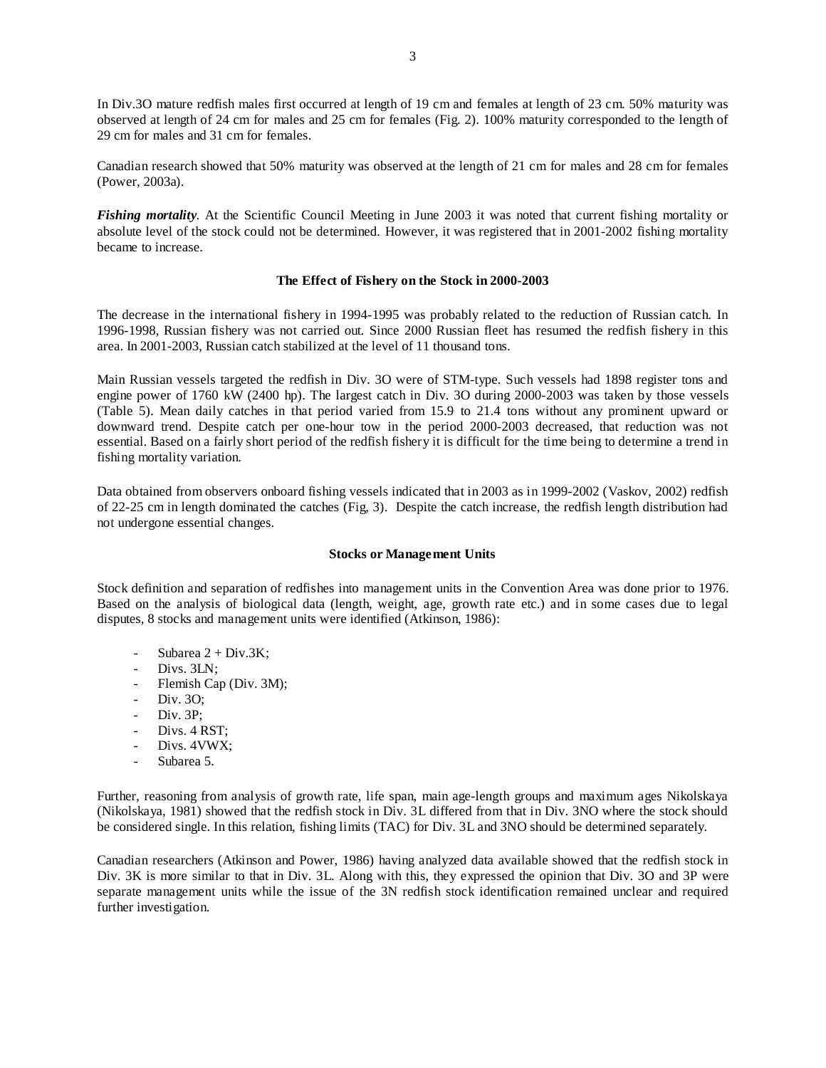In Div.3O mature redfish males first occurred at length of 19 cm and females at length of 23 cm. 50% maturity was observed at length of 24 cm for males and 25 cm for females (Fig. 2). 100% maturity corresponded to the length of 29 cm for males and 31 cm for females.

Canadian research showed that 50% maturity was observed at the length of 21 cm for males and 28 cm for females (Power, 2003a).

***Fishing mortality***. At the Scientific Council Meeting in June 2003 it was noted that current fishing mortality or absolute level of the stock could not be determined. However, it was registered that in 2001-2002 fishing mortality became to increase.

## The Effect of Fishery on the Stock in 2000-2003

The decrease in the international fishery in 1994-1995 was probably related to the reduction of Russian catch. In 1996-1998, Russian fishery was not carried out. Since 2000 Russian fleet has resumed the redfish fishery in this area. In 2001-2003, Russian catch stabilized at the level of 11 thousand tons.

Main Russian vessels targeted the redfish in Div. 3O were of STM-type. Such vessels had 1898 register tons and engine power of 1760 kW (2400 hp). The largest catch in Div. 3O during 2000-2003 was taken by those vessels (Table 5). Mean daily catches in that period varied from 15.9 to 21.4 tons without any prominent upward or downward trend. Despite catch per one-hour tow in the period 2000-2003 decreased, that reduction was not essential. Based on a fairly short period of the redfish fishery it is difficult for the time being to determine a trend in fishing mortality variation.

Data obtained from observers onboard fishing vessels indicated that in 2003 as in 1999-2002 (Vaskov, 2002) redfish of 22-25 cm in length dominated the catches (Fig, 3). Despite the catch increase, the redfish length distribution had not undergone essential changes.

## Stocks or Management Units

Stock definition and separation of redfishes into management units in the Convention Area was done prior to 1976. Based on the analysis of biological data (length, weight, age, growth rate etc.) and in some cases due to legal disputes, 8 stocks and management units were identified (Atkinson, 1986):

- Subarea 2 + Div.3K;
- Divs. 3LN;
- Flemish Cap (Div. 3M);
- Div. 3O;
- Div. 3P;
- Divs. 4 RST;
- Divs. 4VWX;
- Subarea 5.

Further, reasoning from analysis of growth rate, life span, main age-length groups and maximum ages Nikolskaya (Nikolskaya, 1981) showed that the redfish stock in Div. 3L differed from that in Div. 3NO where the stock should be considered single. In this relation, fishing limits (TAC) for Div. 3L and 3NO should be determined separately.

Canadian researchers (Atkinson and Power, 1986) having analyzed data available showed that the redfish stock in Div. 3K is more similar to that in Div. 3L. Along with this, they expressed the opinion that Div. 3O and 3P were separate management units while the issue of the 3N redfish stock identification remained unclear and required further investigation.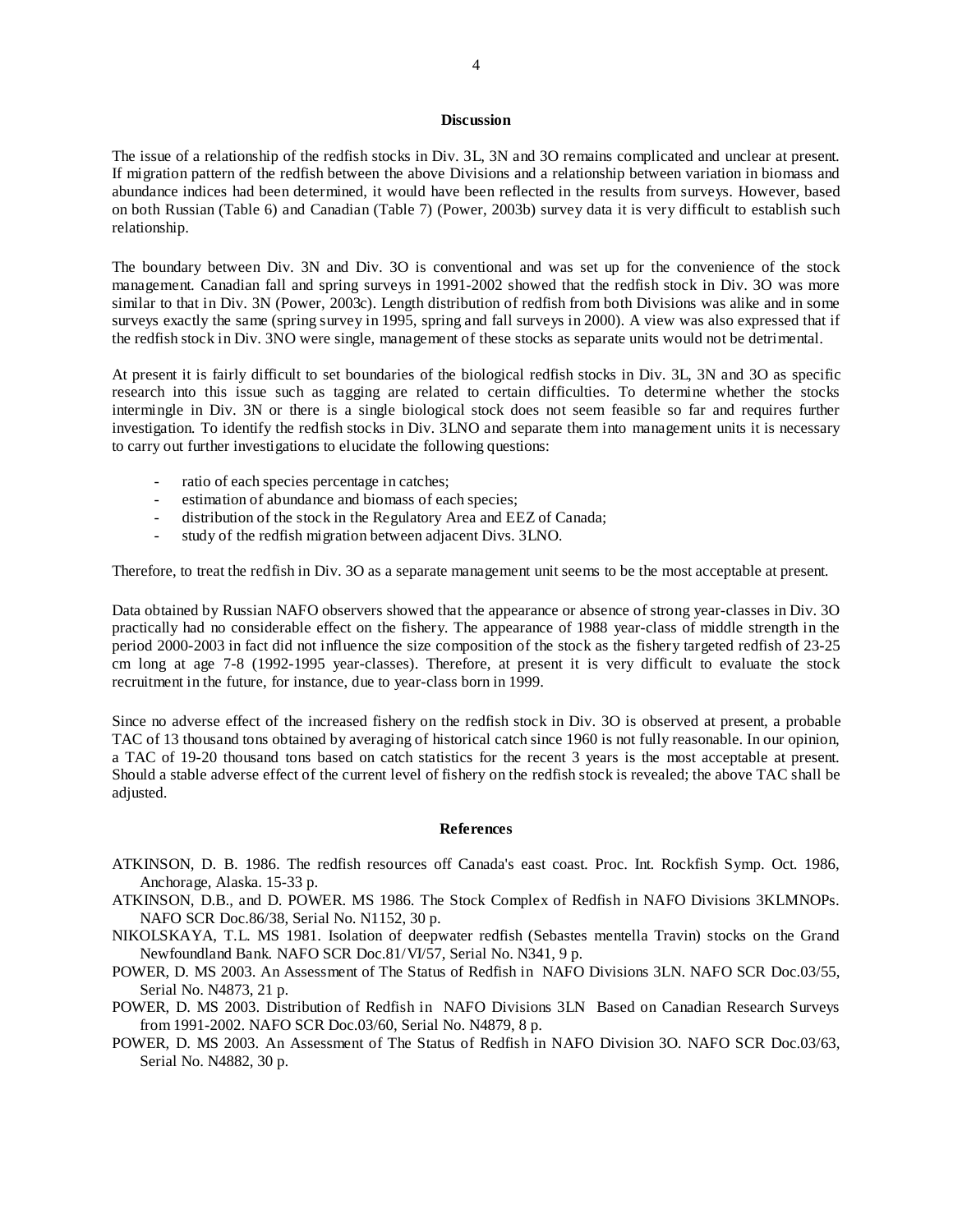## Discussion

The issue of a relationship of the redfish stocks in Div. 3L, 3N and 3O remains complicated and unclear at present. If migration pattern of the redfish between the above Divisions and a relationship between variation in biomass and abundance indices had been determined, it would have been reflected in the results from surveys. However, based on both Russian (Table 6) and Canadian (Table 7) (Power, 2003b) survey data it is very difficult to establish such relationship.

The boundary between Div. 3N and Div. 3O is conventional and was set up for the convenience of the stock management. Canadian fall and spring surveys in 1991-2002 showed that the redfish stock in Div. 3O was more similar to that in Div. 3N (Power, 2003c). Length distribution of redfish from both Divisions was alike and in some surveys exactly the same (spring survey in 1995, spring and fall surveys in 2000). A view was also expressed that if the redfish stock in Div. 3NO were single, management of these stocks as separate units would not be detrimental.

At present it is fairly difficult to set boundaries of the biological redfish stocks in Div. 3L, 3N and 3O as specific research into this issue such as tagging are related to certain difficulties. To determine whether the stocks intermingle in Div. 3N or there is a single biological stock does not seem feasible so far and requires further investigation. To identify the redfish stocks in Div. 3LNO and separate them into management units it is necessary to carry out further investigations to elucidate the following questions:

- ratio of each species percentage in catches;
- estimation of abundance and biomass of each species;
- distribution of the stock in the Regulatory Area and EEZ of Canada;
- study of the redfish migration between adjacent Divs. 3LNO.

Therefore, to treat the redfish in Div. 3O as a separate management unit seems to be the most acceptable at present.

Data obtained by Russian NAFO observers showed that the appearance or absence of strong year-classes in Div. 3O practically had no considerable effect on the fishery. The appearance of 1988 year-class of middle strength in the period 2000-2003 in fact did not influence the size composition of the stock as the fishery targeted redfish of 23-25 cm long at age 7-8 (1992-1995 year-classes). Therefore, at present it is very difficult to evaluate the stock recruitment in the future, for instance, due to year-class born in 1999.

Since no adverse effect of the increased fishery on the redfish stock in Div. 3O is observed at present, a probable TAC of 13 thousand tons obtained by averaging of historical catch since 1960 is not fully reasonable. In our opinion, a TAC of 19-20 thousand tons based on catch statistics for the recent 3 years is the most acceptable at present. Should a stable adverse effect of the current level of fishery on the redfish stock is revealed; the above TAC shall be adjusted.

## References

ATKINSON, D. B. 1986. The redfish resources off Canada's east coast. Proc. Int. Rockfish Symp. Oct. 1986, Anchorage, Alaska. 15-33 p.

ATKINSON, D.B., and D. POWER. MS 1986. The Stock Complex of Redfish in NAFO Divisions 3KLMNOPs. NAFO SCR Doc.86/38, Serial No. N1152, 30 p.

NIKOLSKAYA, T.L. MS 1981. Isolation of deepwater redfish (Sebastes mentella Travin) stocks on the Grand Newfoundland Bank. NAFO SCR Doc.81/VI/57, Serial No. N341, 9 p.

POWER, D. MS 2003. An Assessment of The Status of Redfish in NAFO Divisions 3LN. NAFO SCR Doc.03/55, Serial No. N4873, 21 p.

POWER, D. MS 2003. Distribution of Redfish in NAFO Divisions 3LN Based on Canadian Research Surveys from 1991-2002. NAFO SCR Doc.03/60, Serial No. N4879, 8 p.

POWER, D. MS 2003. An Assessment of The Status of Redfish in NAFO Division 3O. NAFO SCR Doc.03/63, Serial No. N4882, 30 p.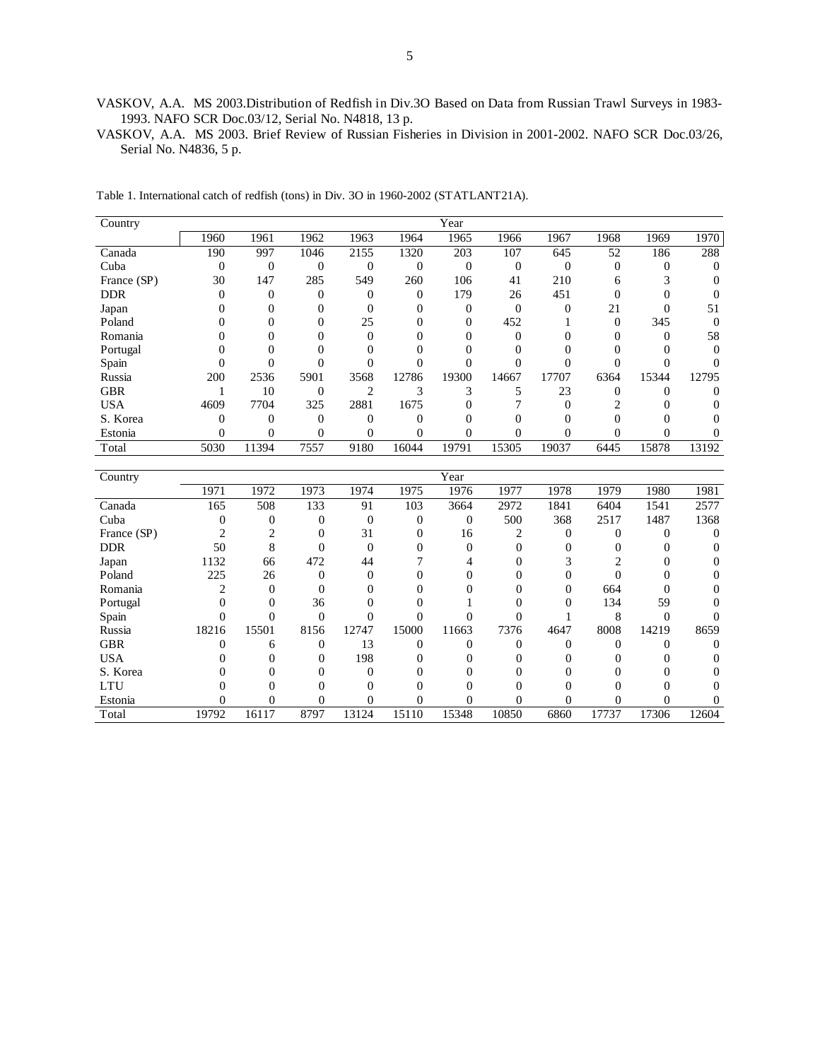VASKOV, A.A. MS 2003.Distribution of Redfish in Div.3O Based on Data from Russian Trawl Surveys in 1983-1993. NAFO SCR Doc.03/12, Serial No. N4818, 13 p.

VASKOV, A.A. MS 2003. Brief Review of Russian Fisheries in Division in 2001-2002. NAFO SCR Doc.03/26, Serial No. N4836, 5 p.

Table 1. International catch of redfish (tons) in Div. 3O in 1960-2002 (STATLANT21A).

| Country | Year | | | | | | | | | | |
|---|---|---|---|---|---|---|---|---|---|---|---|
| | 1960 | 1961 | 1962 | 1963 | 1964 | 1965 | 1966 | 1967 | 1968 | 1969 | 1970 |
| Canada | 190 | 997 | 1046 | 2155 | 1320 | 203 | 107 | 645 | 52 | 186 | 288 |
| Cuba | 0 | 0 | 0 | 0 | 0 | 0 | 0 | 0 | 0 | 0 | 0 |
| France (SP) | 30 | 147 | 285 | 549 | 260 | 106 | 41 | 210 | 6 | 3 | 0 |
| DDR | 0 | 0 | 0 | 0 | 0 | 179 | 26 | 451 | 0 | 0 | 0 |
| Japan | 0 | 0 | 0 | 0 | 0 | 0 | 0 | 0 | 21 | 0 | 51 |
| Poland | 0 | 0 | 0 | 25 | 0 | 0 | 452 | 1 | 0 | 345 | 0 |
| Romania | 0 | 0 | 0 | 0 | 0 | 0 | 0 | 0 | 0 | 0 | 58 |
| Portugal | 0 | 0 | 0 | 0 | 0 | 0 | 0 | 0 | 0 | 0 | 0 |
| Spain | 0 | 0 | 0 | 0 | 0 | 0 | 0 | 0 | 0 | 0 | 0 |
| Russia | 200 | 2536 | 5901 | 3568 | 12786 | 19300 | 14667 | 17707 | 6364 | 15344 | 12795 |
| GBR | 1 | 10 | 0 | 2 | 3 | 3 | 5 | 23 | 0 | 0 | 0 |
| USA | 4609 | 7704 | 325 | 2881 | 1675 | 0 | 7 | 0 | 2 | 0 | 0 |
| S. Korea | 0 | 0 | 0 | 0 | 0 | 0 | 0 | 0 | 0 | 0 | 0 |
| Estonia | 0 | 0 | 0 | 0 | 0 | 0 | 0 | 0 | 0 | 0 | 0 |
| Total | 5030 | 11394 | 7557 | 9180 | 16044 | 19791 | 15305 | 19037 | 6445 | 15878 | 13192 |

| Country | Year | | | | | | | | | | |
|---|---|---|---|---|---|---|---|---|---|---|---|
| | 1971 | 1972 | 1973 | 1974 | 1975 | 1976 | 1977 | 1978 | 1979 | 1980 | 1981 |
| Canada | 165 | 508 | 133 | 91 | 103 | 3664 | 2972 | 1841 | 6404 | 1541 | 2577 |
| Cuba | 0 | 0 | 0 | 0 | 0 | 0 | 500 | 368 | 2517 | 1487 | 1368 |
| France (SP) | 2 | 2 | 0 | 31 | 0 | 16 | 2 | 0 | 0 | 0 | 0 |
| DDR | 50 | 8 | 0 | 0 | 0 | 0 | 0 | 0 | 0 | 0 | 0 |
| Japan | 1132 | 66 | 472 | 44 | 7 | 4 | 0 | 3 | 2 | 0 | 0 |
| Poland | 225 | 26 | 0 | 0 | 0 | 0 | 0 | 0 | 0 | 0 | 0 |
| Romania | 2 | 0 | 0 | 0 | 0 | 0 | 0 | 0 | 664 | 0 | 0 |
| Portugal | 0 | 0 | 36 | 0 | 0 | 1 | 0 | 0 | 134 | 59 | 0 |
| Spain | 0 | 0 | 0 | 0 | 0 | 0 | 0 | 1 | 8 | 0 | 0 |
| Russia | 18216 | 15501 | 8156 | 12747 | 15000 | 11663 | 7376 | 4647 | 8008 | 14219 | 8659 |
| GBR | 0 | 6 | 0 | 13 | 0 | 0 | 0 | 0 | 0 | 0 | 0 |
| USA | 0 | 0 | 0 | 198 | 0 | 0 | 0 | 0 | 0 | 0 | 0 |
| S. Korea | 0 | 0 | 0 | 0 | 0 | 0 | 0 | 0 | 0 | 0 | 0 |
| LTU | 0 | 0 | 0 | 0 | 0 | 0 | 0 | 0 | 0 | 0 | 0 |
| Estonia | 0 | 0 | 0 | 0 | 0 | 0 | 0 | 0 | 0 | 0 | 0 |
| Total | 19792 | 16117 | 8797 | 13124 | 15110 | 15348 | 10850 | 6860 | 17737 | 17306 | 12604 |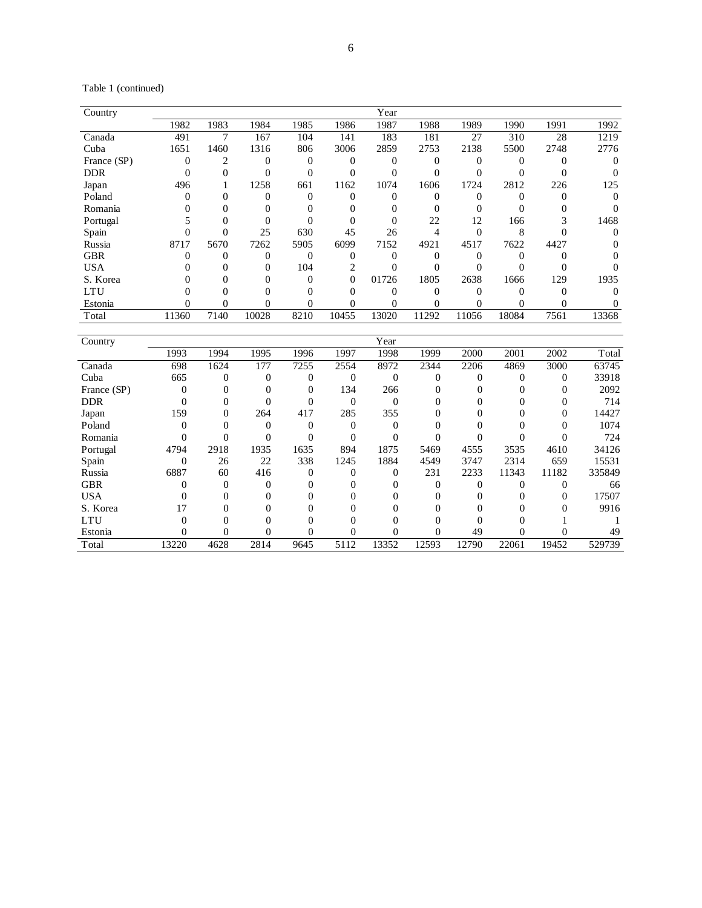Table 1 (continued)

| Country | Year | | | | | | | | | | |
|---|---|---|---|---|---|---|---|---|---|---|---|
| | 1982 | 1983 | 1984 | 1985 | 1986 | 1987 | 1988 | 1989 | 1990 | 1991 | 1992 |
| Canada | 491 | 7 | 167 | 104 | 141 | 183 | 181 | 27 | 310 | 28 | 1219 |
| Cuba | 1651 | 1460 | 1316 | 806 | 3006 | 2859 | 2753 | 2138 | 5500 | 2748 | 2776 |
| France (SP) | 0 | 2 | 0 | 0 | 0 | 0 | 0 | 0 | 0 | 0 | 0 |
| DDR | 0 | 0 | 0 | 0 | 0 | 0 | 0 | 0 | 0 | 0 | 0 |
| Japan | 496 | 1 | 1258 | 661 | 1162 | 1074 | 1606 | 1724 | 2812 | 226 | 125 |
| Poland | 0 | 0 | 0 | 0 | 0 | 0 | 0 | 0 | 0 | 0 | 0 |
| Romania | 0 | 0 | 0 | 0 | 0 | 0 | 0 | 0 | 0 | 0 | 0 |
| Portugal | 5 | 0 | 0 | 0 | 0 | 0 | 22 | 12 | 166 | 3 | 1468 |
| Spain | 0 | 0 | 25 | 630 | 45 | 26 | 4 | 0 | 8 | 0 | 0 |
| Russia | 8717 | 5670 | 7262 | 5905 | 6099 | 7152 | 4921 | 4517 | 7622 | 4427 | 0 |
| GBR | 0 | 0 | 0 | 0 | 0 | 0 | 0 | 0 | 0 | 0 | 0 |
| USA | 0 | 0 | 0 | 104 | 2 | 0 | 0 | 0 | 0 | 0 | 0 |
| S. Korea | 0 | 0 | 0 | 0 | 0 | 01726 | 1805 | 2638 | 1666 | 129 | 1935 |
| LTU | 0 | 0 | 0 | 0 | 0 | 0 | 0 | 0 | 0 | 0 | 0 |
| Estonia | 0 | 0 | 0 | 0 | 0 | 0 | 0 | 0 | 0 | 0 | 0 |
| Total | 11360 | 7140 | 10028 | 8210 | 10455 | 13020 | 11292 | 11056 | 18084 | 7561 | 13368 |

| Country | Year | | | | | | | | | | |
|---|---|---|---|---|---|---|---|---|---|---|---|
| | 1993 | 1994 | 1995 | 1996 | 1997 | 1998 | 1999 | 2000 | 2001 | 2002 | Total |
| Canada | 698 | 1624 | 177 | 7255 | 2554 | 8972 | 2344 | 2206 | 4869 | 3000 | 63745 |
| Cuba | 665 | 0 | 0 | 0 | 0 | 0 | 0 | 0 | 0 | 0 | 33918 |
| France (SP) | 0 | 0 | 0 | 0 | 134 | 266 | 0 | 0 | 0 | 0 | 2092 |
| DDR | 0 | 0 | 0 | 0 | 0 | 0 | 0 | 0 | 0 | 0 | 714 |
| Japan | 159 | 0 | 264 | 417 | 285 | 355 | 0 | 0 | 0 | 0 | 14427 |
| Poland | 0 | 0 | 0 | 0 | 0 | 0 | 0 | 0 | 0 | 0 | 1074 |
| Romania | 0 | 0 | 0 | 0 | 0 | 0 | 0 | 0 | 0 | 0 | 724 |
| Portugal | 4794 | 2918 | 1935 | 1635 | 894 | 1875 | 5469 | 4555 | 3535 | 4610 | 34126 |
| Spain | 0 | 26 | 22 | 338 | 1245 | 1884 | 4549 | 3747 | 2314 | 659 | 15531 |
| Russia | 6887 | 60 | 416 | 0 | 0 | 0 | 231 | 2233 | 11343 | 11182 | 335849 |
| GBR | 0 | 0 | 0 | 0 | 0 | 0 | 0 | 0 | 0 | 0 | 66 |
| USA | 0 | 0 | 0 | 0 | 0 | 0 | 0 | 0 | 0 | 0 | 17507 |
| S. Korea | 17 | 0 | 0 | 0 | 0 | 0 | 0 | 0 | 0 | 0 | 9916 |
| LTU | 0 | 0 | 0 | 0 | 0 | 0 | 0 | 0 | 0 | 1 | 1 |
| Estonia | 0 | 0 | 0 | 0 | 0 | 0 | 0 | 49 | 0 | 0 | 49 |
| Total | 13220 | 4628 | 2814 | 9645 | 5112 | 13352 | 12593 | 12790 | 22061 | 19452 | 529739 |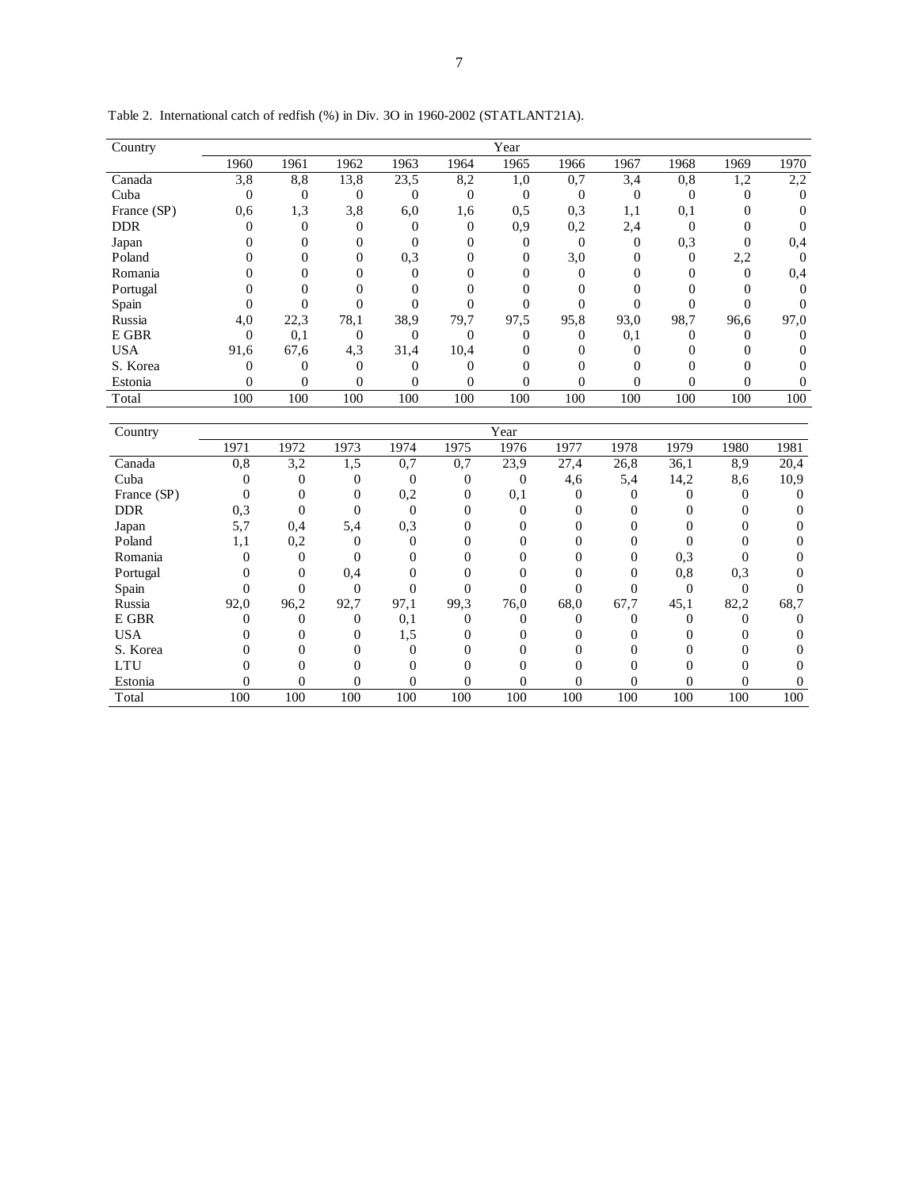Table 2. International catch of redfish (%) in Div. 3O in 1960-2002 (STATLANT21A).

| Country | Year | | | | | | | | | | |
|---|---|---|---|---|---|---|---|---|---|---|---|
| | 1960 | 1961 | 1962 | 1963 | 1964 | 1965 | 1966 | 1967 | 1968 | 1969 | 1970 |
| Canada | 3,8 | 8,8 | 13,8 | 23,5 | 8,2 | 1,0 | 0,7 | 3,4 | 0,8 | 1,2 | 2,2 |
| Cuba | 0 | 0 | 0 | 0 | 0 | 0 | 0 | 0 | 0 | 0 | 0 |
| France (SP) | 0,6 | 1,3 | 3,8 | 6,0 | 1,6 | 0,5 | 0,3 | 1,1 | 0,1 | 0 | 0 |
| DDR | 0 | 0 | 0 | 0 | 0 | 0,9 | 0,2 | 2,4 | 0 | 0 | 0 |
| Japan | 0 | 0 | 0 | 0 | 0 | 0 | 0 | 0 | 0,3 | 0 | 0,4 |
| Poland | 0 | 0 | 0 | 0,3 | 0 | 0 | 3,0 | 0 | 0 | 2,2 | 0 |
| Romania | 0 | 0 | 0 | 0 | 0 | 0 | 0 | 0 | 0 | 0 | 0,4 |
| Portugal | 0 | 0 | 0 | 0 | 0 | 0 | 0 | 0 | 0 | 0 | 0 |
| Spain | 0 | 0 | 0 | 0 | 0 | 0 | 0 | 0 | 0 | 0 | 0 |
| Russia | 4,0 | 22,3 | 78,1 | 38,9 | 79,7 | 97,5 | 95,8 | 93,0 | 98,7 | 96,6 | 97,0 |
| E GBR | 0 | 0,1 | 0 | 0 | 0 | 0 | 0 | 0,1 | 0 | 0 | 0 |
| USA | 91,6 | 67,6 | 4,3 | 31,4 | 10,4 | 0 | 0 | 0 | 0 | 0 | 0 |
| S. Korea | 0 | 0 | 0 | 0 | 0 | 0 | 0 | 0 | 0 | 0 | 0 |
| Estonia | 0 | 0 | 0 | 0 | 0 | 0 | 0 | 0 | 0 | 0 | 0 |
| Total | 100 | 100 | 100 | 100 | 100 | 100 | 100 | 100 | 100 | 100 | 100 |

| Country | Year | | | | | | | | | | |
|---|---|---|---|---|---|---|---|---|---|---|---|
| | 1971 | 1972 | 1973 | 1974 | 1975 | 1976 | 1977 | 1978 | 1979 | 1980 | 1981 |
| Canada | 0,8 | 3,2 | 1,5 | 0,7 | 0,7 | 23,9 | 27,4 | 26,8 | 36,1 | 8,9 | 20,4 |
| Cuba | 0 | 0 | 0 | 0 | 0 | 0 | 4,6 | 5,4 | 14,2 | 8,6 | 10,9 |
| France (SP) | 0 | 0 | 0 | 0,2 | 0 | 0,1 | 0 | 0 | 0 | 0 | 0 |
| DDR | 0,3 | 0 | 0 | 0 | 0 | 0 | 0 | 0 | 0 | 0 | 0 |
| Japan | 5,7 | 0,4 | 5,4 | 0,3 | 0 | 0 | 0 | 0 | 0 | 0 | 0 |
| Poland | 1,1 | 0,2 | 0 | 0 | 0 | 0 | 0 | 0 | 0 | 0 | 0 |
| Romania | 0 | 0 | 0 | 0 | 0 | 0 | 0 | 0 | 0,3 | 0 | 0 |
| Portugal | 0 | 0 | 0,4 | 0 | 0 | 0 | 0 | 0 | 0,8 | 0,3 | 0 |
| Spain | 0 | 0 | 0 | 0 | 0 | 0 | 0 | 0 | 0 | 0 | 0 |
| Russia | 92,0 | 96,2 | 92,7 | 97,1 | 99,3 | 76,0 | 68,0 | 67,7 | 45,1 | 82,2 | 68,7 |
| E GBR | 0 | 0 | 0 | 0,1 | 0 | 0 | 0 | 0 | 0 | 0 | 0 |
| USA | 0 | 0 | 0 | 1,5 | 0 | 0 | 0 | 0 | 0 | 0 | 0 |
| S. Korea | 0 | 0 | 0 | 0 | 0 | 0 | 0 | 0 | 0 | 0 | 0 |
| LTU | 0 | 0 | 0 | 0 | 0 | 0 | 0 | 0 | 0 | 0 | 0 |
| Estonia | 0 | 0 | 0 | 0 | 0 | 0 | 0 | 0 | 0 | 0 | 0 |
| Total | 100 | 100 | 100 | 100 | 100 | 100 | 100 | 100 | 100 | 100 | 100 |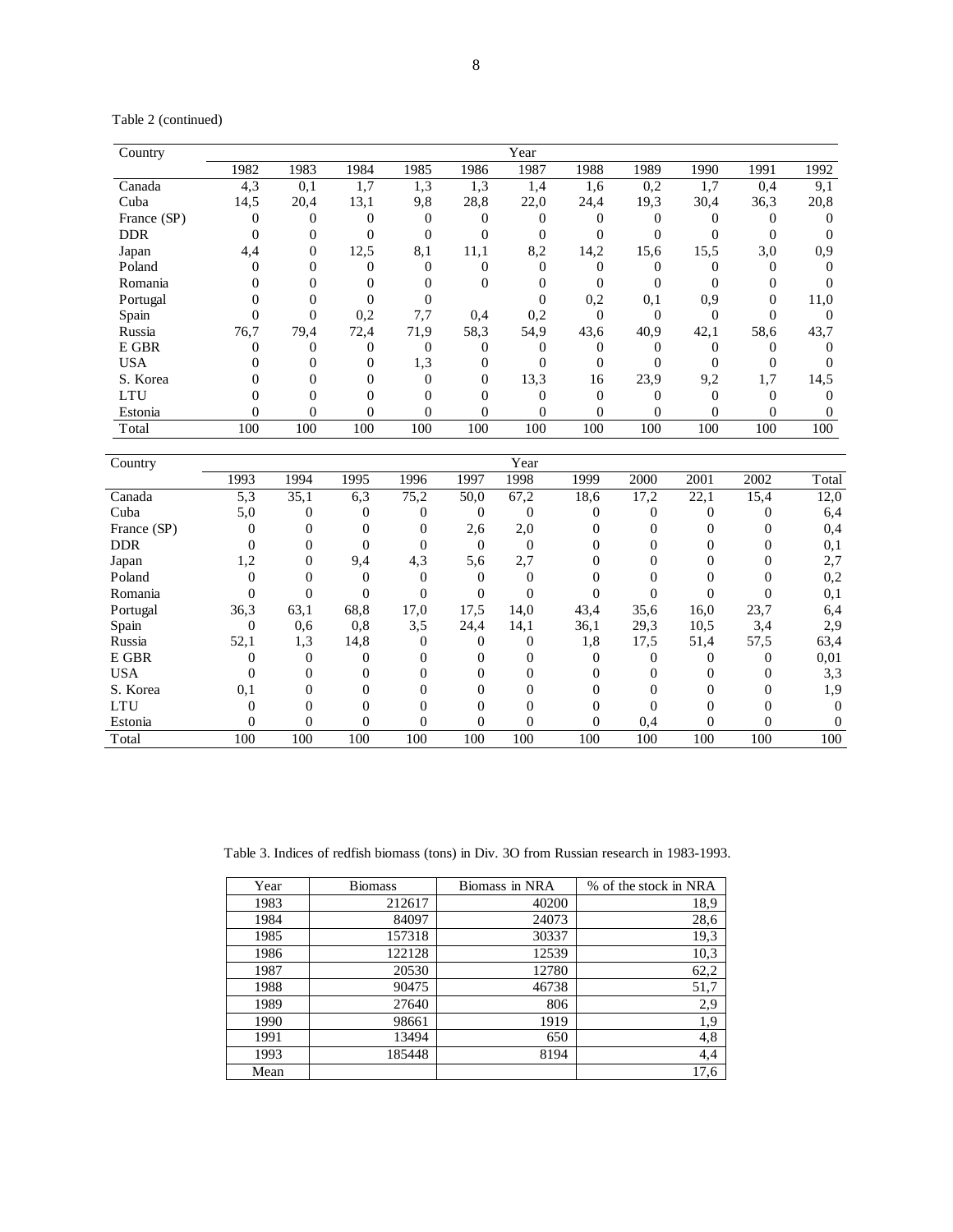Table 2 (continued)

| Country | Year | | | | | | | | | | |
|---|---|---|---|---|---|---|---|---|---|---|---|
| | 1982 | 1983 | 1984 | 1985 | 1986 | 1987 | 1988 | 1989 | 1990 | 1991 | 1992 |
| Canada | 4,3 | 0,1 | 1,7 | 1,3 | 1,3 | 1,4 | 1,6 | 0,2 | 1,7 | 0,4 | 9,1 |
| Cuba | 14,5 | 20,4 | 13,1 | 9,8 | 28,8 | 22,0 | 24,4 | 19,3 | 30,4 | 36,3 | 20,8 |
| France (SP) | 0 | 0 | 0 | 0 | 0 | 0 | 0 | 0 | 0 | 0 | 0 |
| DDR | 0 | 0 | 0 | 0 | 0 | 0 | 0 | 0 | 0 | 0 | 0 |
| Japan | 4,4 | 0 | 12,5 | 8,1 | 11,1 | 8,2 | 14,2 | 15,6 | 15,5 | 3,0 | 0,9 |
| Poland | 0 | 0 | 0 | 0 | 0 | 0 | 0 | 0 | 0 | 0 | 0 |
| Romania | 0 | 0 | 0 | 0 | 0 | 0 | 0 | 0 | 0 | 0 | 0 |
| Portugal | 0 | 0 | 0 | 0 | | 0 | 0,2 | 0,1 | 0,9 | 0 | 11,0 |
| Spain | 0 | 0 | 0,2 | 7,7 | 0,4 | 0,2 | 0 | 0 | 0 | 0 | 0 |
| Russia | 76,7 | 79,4 | 72,4 | 71,9 | 58,3 | 54,9 | 43,6 | 40,9 | 42,1 | 58,6 | 43,7 |
| E GBR | 0 | 0 | 0 | 0 | 0 | 0 | 0 | 0 | 0 | 0 | 0 |
| USA | 0 | 0 | 0 | 1,3 | 0 | 0 | 0 | 0 | 0 | 0 | 0 |
| S. Korea | 0 | 0 | 0 | 0 | 0 | 13,3 | 16 | 23,9 | 9,2 | 1,7 | 14,5 |
| LTU | 0 | 0 | 0 | 0 | 0 | 0 | 0 | 0 | 0 | 0 | 0 |
| Estonia | 0 | 0 | 0 | 0 | 0 | 0 | 0 | 0 | 0 | 0 | 0 |
| Total | 100 | 100 | 100 | 100 | 100 | 100 | 100 | 100 | 100 | 100 | 100 |

| Country | Year | | | | | | | | | | |
|---|---|---|---|---|---|---|---|---|---|---|---|
| | 1993 | 1994 | 1995 | 1996 | 1997 | 1998 | 1999 | 2000 | 2001 | 2002 | Total |
| Canada | 5,3 | 35,1 | 6,3 | 75,2 | 50,0 | 67,2 | 18,6 | 17,2 | 22,1 | 15,4 | 12,0 |
| Cuba | 5,0 | 0 | 0 | 0 | 0 | 0 | 0 | 0 | 0 | 0 | 6,4 |
| France (SP) | 0 | 0 | 0 | 0 | 2,6 | 2,0 | 0 | 0 | 0 | 0 | 0,4 |
| DDR | 0 | 0 | 0 | 0 | 0 | 0 | 0 | 0 | 0 | 0 | 0,1 |
| Japan | 1,2 | 0 | 9,4 | 4,3 | 5,6 | 2,7 | 0 | 0 | 0 | 0 | 2,7 |
| Poland | 0 | 0 | 0 | 0 | 0 | 0 | 0 | 0 | 0 | 0 | 0,2 |
| Romania | 0 | 0 | 0 | 0 | 0 | 0 | 0 | 0 | 0 | 0 | 0,1 |
| Portugal | 36,3 | 63,1 | 68,8 | 17,0 | 17,5 | 14,0 | 43,4 | 35,6 | 16,0 | 23,7 | 6,4 |
| Spain | 0 | 0,6 | 0,8 | 3,5 | 24,4 | 14,1 | 36,1 | 29,3 | 10,5 | 3,4 | 2,9 |
| Russia | 52,1 | 1,3 | 14,8 | 0 | 0 | 0 | 1,8 | 17,5 | 51,4 | 57,5 | 63,4 |
| E GBR | 0 | 0 | 0 | 0 | 0 | 0 | 0 | 0 | 0 | 0 | 0,01 |
| USA | 0 | 0 | 0 | 0 | 0 | 0 | 0 | 0 | 0 | 0 | 3,3 |
| S. Korea | 0,1 | 0 | 0 | 0 | 0 | 0 | 0 | 0 | 0 | 0 | 1,9 |
| LTU | 0 | 0 | 0 | 0 | 0 | 0 | 0 | 0 | 0 | 0 | 0 |
| Estonia | 0 | 0 | 0 | 0 | 0 | 0 | 0 | 0,4 | 0 | 0 | 0 |
| Total | 100 | 100 | 100 | 100 | 100 | 100 | 100 | 100 | 100 | 100 | 100 |

Table 3. Indices of redfish biomass (tons) in Div. 3O from Russian research in 1983-1993.

| Year | Biomass | Biomass in NRA | % of the stock in NRA |
|---|---|---|---|
| 1983 | 212617 | 40200 | 18,9 |
| 1984 | 84097 | 24073 | 28,6 |
| 1985 | 157318 | 30337 | 19,3 |
| 1986 | 122128 | 12539 | 10,3 |
| 1987 | 20530 | 12780 | 62,2 |
| 1988 | 90475 | 46738 | 51,7 |
| 1989 | 27640 | 806 | 2,9 |
| 1990 | 98661 | 1919 | 1,9 |
| 1991 | 13494 | 650 | 4,8 |
| 1993 | 185448 | 8194 | 4,4 |
| Mean | | | 17,6 |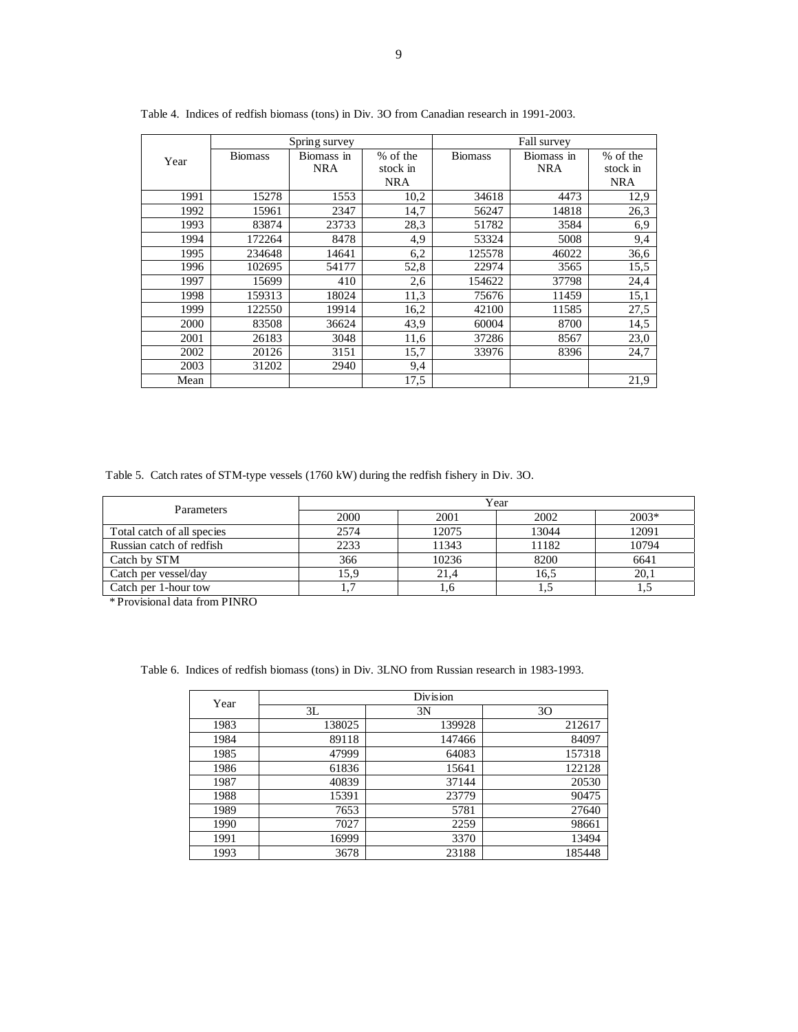Table 4. Indices of redfish biomass (tons) in Div. 3O from Canadian research in 1991-2003.

| Year | Spring survey | | | Fall survey | | |
|---|---|---|---|---|---|---|
| | Biomass | Biomass in NRA | % of the stock in NRA | Biomass | Biomass in NRA | % of the stock in NRA |
| 1991 | 15278 | 1553 | 10,2 | 34618 | 4473 | 12,9 |
| 1992 | 15961 | 2347 | 14,7 | 56247 | 14818 | 26,3 |
| 1993 | 83874 | 23733 | 28,3 | 51782 | 3584 | 6,9 |
| 1994 | 172264 | 8478 | 4,9 | 53324 | 5008 | 9,4 |
| 1995 | 234648 | 14641 | 6,2 | 125578 | 46022 | 36,6 |
| 1996 | 102695 | 54177 | 52,8 | 22974 | 3565 | 15,5 |
| 1997 | 15699 | 410 | 2,6 | 154622 | 37798 | 24,4 |
| 1998 | 159313 | 18024 | 11,3 | 75676 | 11459 | 15,1 |
| 1999 | 122550 | 19914 | 16,2 | 42100 | 11585 | 27,5 |
| 2000 | 83508 | 36624 | 43,9 | 60004 | 8700 | 14,5 |
| 2001 | 26183 | 3048 | 11,6 | 37286 | 8567 | 23,0 |
| 2002 | 20126 | 3151 | 15,7 | 33976 | 8396 | 24,7 |
| 2003 | 31202 | 2940 | 9,4 | | | |
| Mean | | | 17,5 | | | 21,9 |

Table 5. Catch rates of STM-type vessels (1760 kW) during the redfish fishery in Div. 3O.

| Parameters | Year | | | |
|---|---|---|---|---|
| | 2000 | 2001 | 2002 | 2003* |
| Total catch of all species | 2574 | 12075 | 13044 | 12091 |
| Russian catch of redfish | 2233 | 11343 | 11182 | 10794 |
| Catch by STM | 366 | 10236 | 8200 | 6641 |
| Catch per vessel/day | 15,9 | 21,4 | 16,5 | 20,1 |
| Catch per 1-hour tow | 1,7 | 1,6 | 1,5 | 1,5 |

* Provisional data from PINRO

Table 6. Indices of redfish biomass (tons) in Div. 3LNO from Russian research in 1983-1993.

| Year | Division | | |
|---|---|---|---|
| | 3L | 3N | 3O |
| 1983 | 138025 | 139928 | 212617 |
| 1984 | 89118 | 147466 | 84097 |
| 1985 | 47999 | 64083 | 157318 |
| 1986 | 61836 | 15641 | 122128 |
| 1987 | 40839 | 37144 | 20530 |
| 1988 | 15391 | 23779 | 90475 |
| 1989 | 7653 | 5781 | 27640 |
| 1990 | 7027 | 2259 | 98661 |
| 1991 | 16999 | 3370 | 13494 |
| 1993 | 3678 | 23188 | 185448 |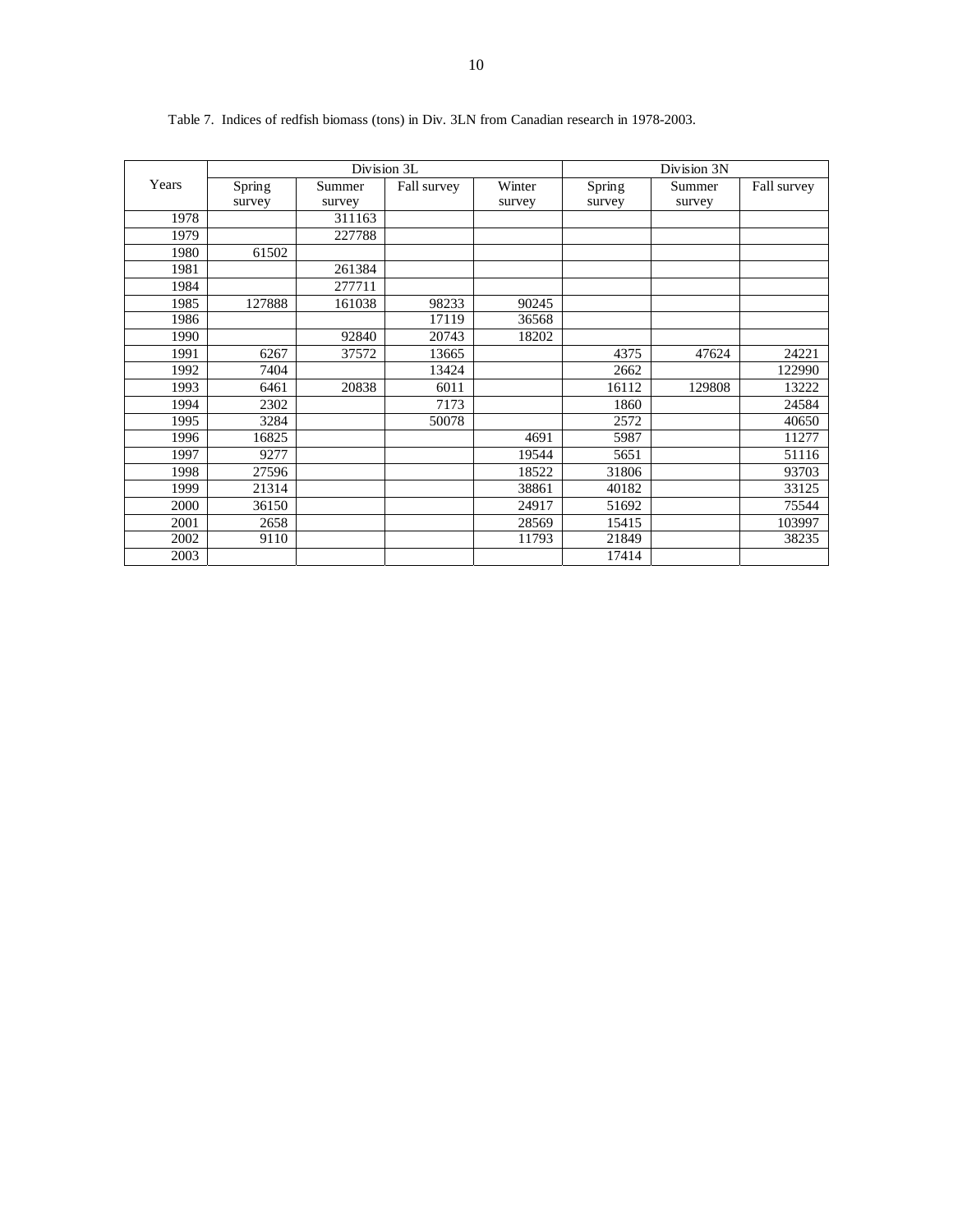Table 7. Indices of redfish biomass (tons) in Div. 3LN from Canadian research in 1978-2003.

| Years | Division 3L | | | | Division 3N | | |
|---|---|---|---|---|---|---|---|
| | Spring survey | Summer survey | Fall survey | Winter survey | Spring survey | Summer survey | Fall survey |
| 1978 | | 311163 | | | | | |
| 1979 | | 227788 | | | | | |
| 1980 | 61502 | | | | | | |
| 1981 | | 261384 | | | | | |
| 1984 | | 277711 | | | | | |
| 1985 | 127888 | 161038 | 98233 | 90245 | | | |
| 1986 | | | 17119 | 36568 | | | |
| 1990 | | 92840 | 20743 | 18202 | | | |
| 1991 | 6267 | 37572 | 13665 | | 4375 | 47624 | 24221 |
| 1992 | 7404 | | 13424 | | 2662 | | 122990 |
| 1993 | 6461 | 20838 | 6011 | | 16112 | 129808 | 13222 |
| 1994 | 2302 | | 7173 | | 1860 | | 24584 |
| 1995 | 3284 | | 50078 | | 2572 | | 40650 |
| 1996 | 16825 | | | 4691 | 5987 | | 11277 |
| 1997 | 9277 | | | 19544 | 5651 | | 51116 |
| 1998 | 27596 | | | 18522 | 31806 | | 93703 |
| 1999 | 21314 | | | 38861 | 40182 | | 33125 |
| 2000 | 36150 | | | 24917 | 51692 | | 75544 |
| 2001 | 2658 | | | 28569 | 15415 | | 103997 |
| 2002 | 9110 | | | 11793 | 21849 | | 38235 |
| 2003 | | | | | 17414 | | |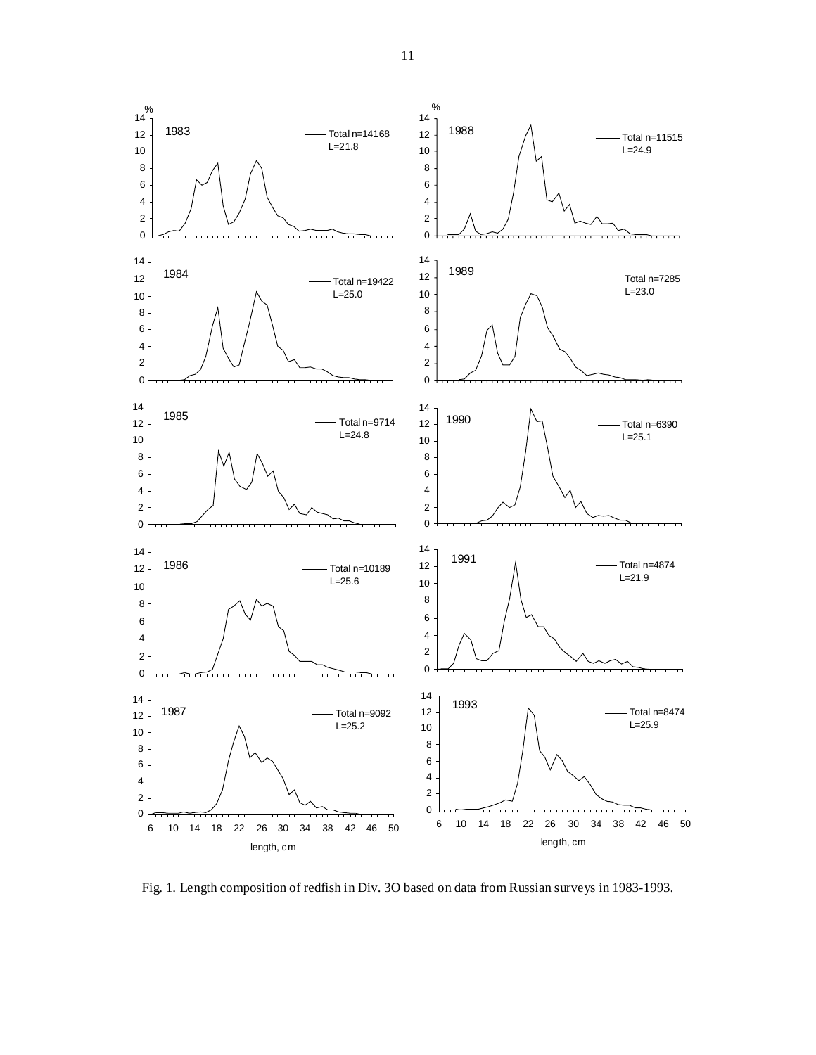Fig. 1. Length composition of redfish in Div. 3O based on data from Russian surveys in 1983-1993.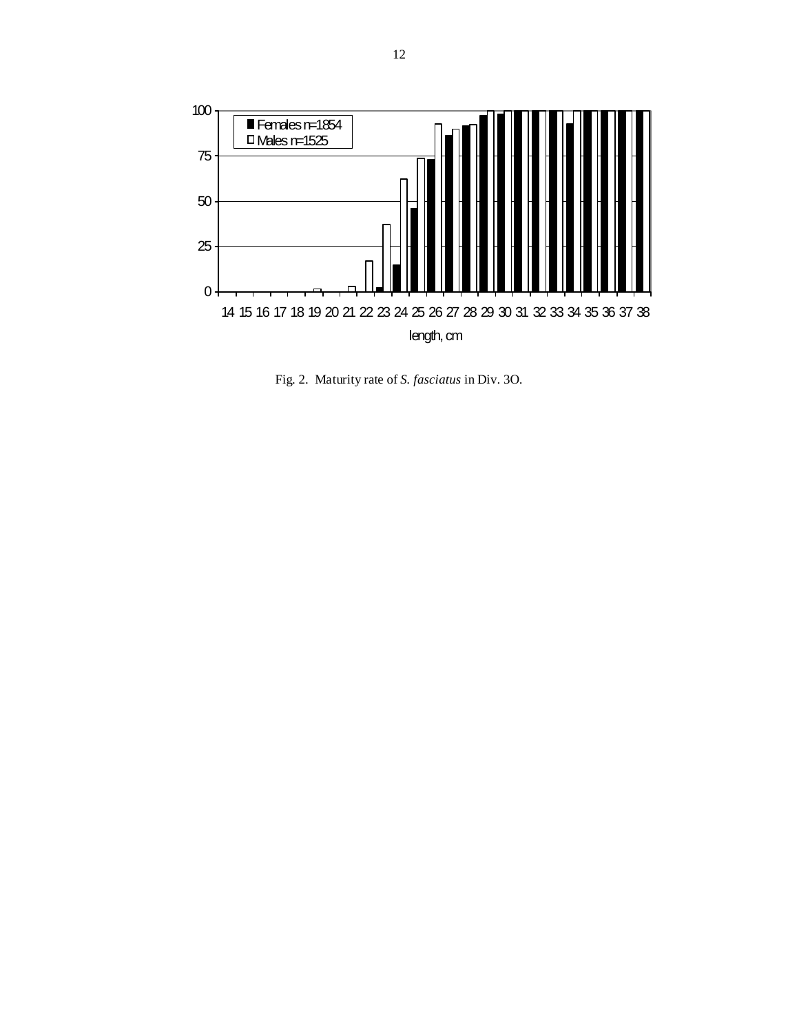Fig. 2. Maturity rate of *S. fasciatus* in Div. 3O.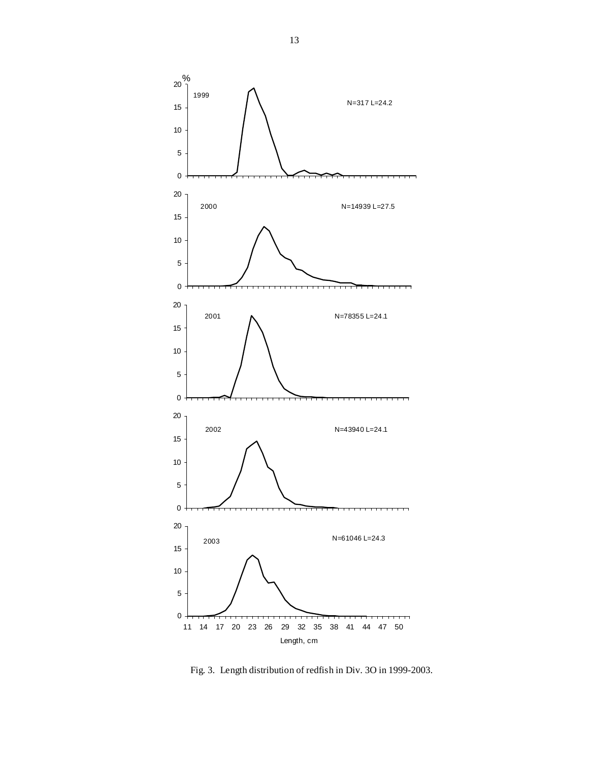%

1999

N=317 L=24.2

2000

N=14939 L=27.5

2001

N=78355 L=24.1

2002

N=43940 L=24.1

2003

N=61046 L=24.3

0 5 10 15 20

11 14 17 20 23 26 29 32 35 38 41 44 47 50

Length, cm

Fig. 3. Length distribution of redfish in Div. 3O in 1999-2003.